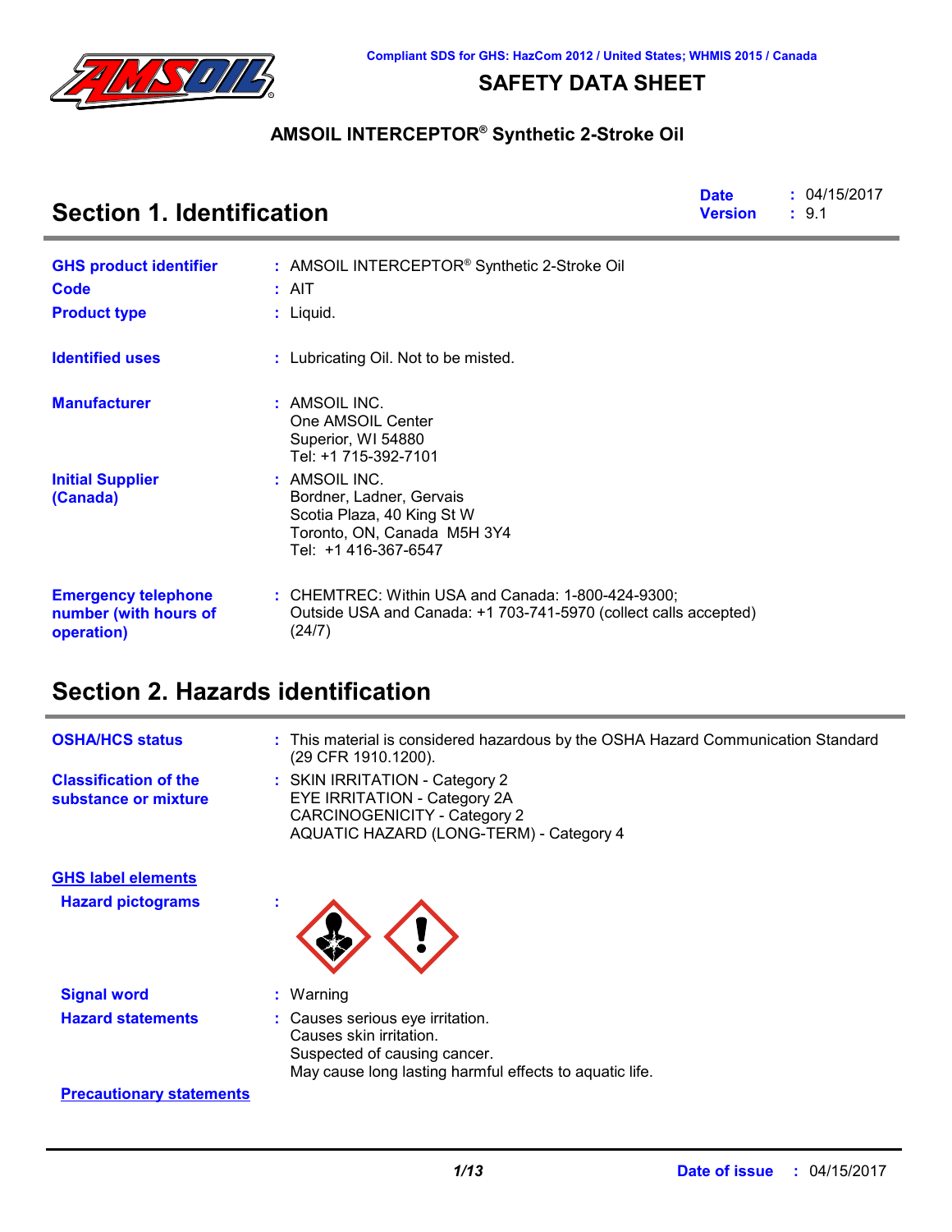Compliant SDS for GHS: HazCom 2012 / United States; WHMIS 2015 / Canada

# SAFETY DATA SHEET

## AMSOIL INTERCEPTOR® Synthetic 2-Stroke Oil

## Section 1. Identification

**Date** : 04/15/2017
**Version** : 9.1

**GHS product identifier** : AMSOIL INTERCEPTOR® Synthetic 2-Stroke Oil

**Code** : AIT

**Product type** : Liquid.

**Identified uses** : Lubricating Oil. Not to be misted.

**Manufacturer** : AMSOIL INC.
One AMSOIL Center
Superior, WI 54880
Tel: +1 715-392-7101

**Initial Supplier (Canada)** : AMSOIL INC.
Bordner, Ladner, Gervais
Scotia Plaza, 40 King St W
Toronto, ON, Canada M5H 3Y4
Tel: +1 416-367-6547

**Emergency telephone number (with hours of operation)** : CHEMTREC: Within USA and Canada: 1-800-424-9300;
Outside USA and Canada: +1 703-741-5970 (collect calls accepted) (24/7)

## Section 2. Hazards identification

**OSHA/HCS status** : This material is considered hazardous by the OSHA Hazard Communication Standard (29 CFR 1910.1200).

**Classification of the substance or mixture** : SKIN IRRITATION - Category 2
EYE IRRITATION - Category 2A
CARCINOGENICITY - Category 2
AQUATIC HAZARD (LONG-TERM) - Category 4

**GHS label elements**

**Hazard pictograms** :

**Signal word** : Warning

**Hazard statements** : Causes serious eye irritation.
Causes skin irritation.
Suspected of causing cancer.
May cause long lasting harmful effects to aquatic life.

**Precautionary statements**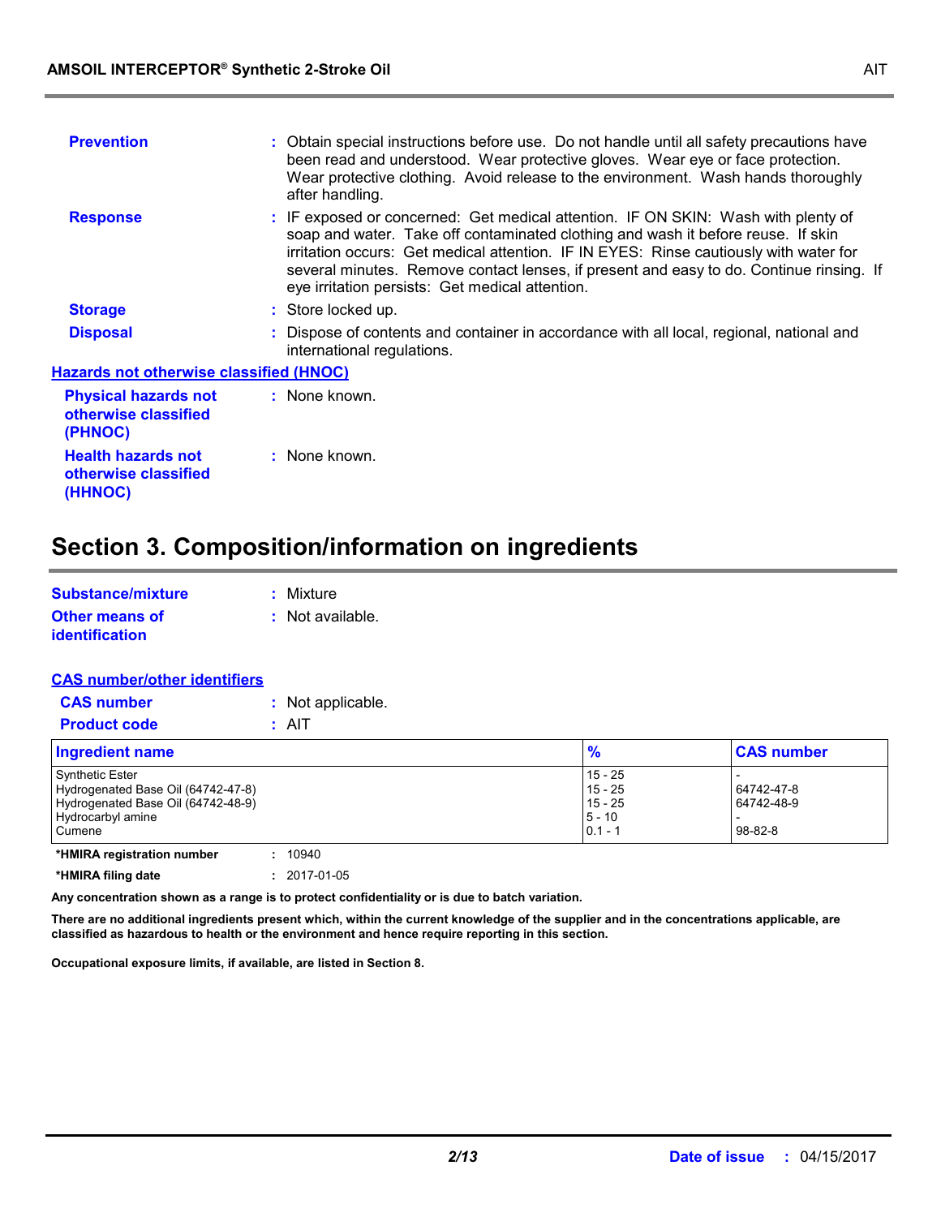**Prevention** : Obtain special instructions before use. Do not handle until all safety precautions have been read and understood. Wear protective gloves. Wear eye or face protection. Wear protective clothing. Avoid release to the environment. Wash hands thoroughly after handling.

**Response** : IF exposed or concerned: Get medical attention. IF ON SKIN: Wash with plenty of soap and water. Take off contaminated clothing and wash it before reuse. If skin irritation occurs: Get medical attention. IF IN EYES: Rinse cautiously with water for several minutes. Remove contact lenses, if present and easy to do. Continue rinsing. If eye irritation persists: Get medical attention.

**Storage** : Store locked up.

**Disposal** : Dispose of contents and container in accordance with all local, regional, national and international regulations.

**Hazards not otherwise classified (HNOC)**

**Physical hazards not otherwise classified (PHNOC)** : None known.

**Health hazards not otherwise classified (HHNOC)** : None known.

## Section 3. Composition/information on ingredients

**Substance/mixture** : Mixture

**Other means of identification** : Not available.

**CAS number/other identifiers**

**CAS number** : Not applicable.

**Product code** : AIT

| Ingredient name | % | CAS number |
|---|---|---|
| Synthetic Ester | 15 - 25 | - |
| Hydrogenated Base Oil (64742-47-8) | 15 - 25 | 64742-47-8 |
| Hydrogenated Base Oil (64742-48-9) | 15 - 25 | 64742-48-9 |
| Hydrocarbyl amine | 5 - 10 | - |
| Cumene | 0.1 - 1 | 98-82-8 |

**\*HMIRA registration number** : 10940

**\*HMIRA filing date** : 2017-01-05

**Any concentration shown as a range is to protect confidentiality or is due to batch variation.**

**There are no additional ingredients present which, within the current knowledge of the supplier and in the concentrations applicable, are classified as hazardous to health or the environment and hence require reporting in this section.**

**Occupational exposure limits, if available, are listed in Section 8.**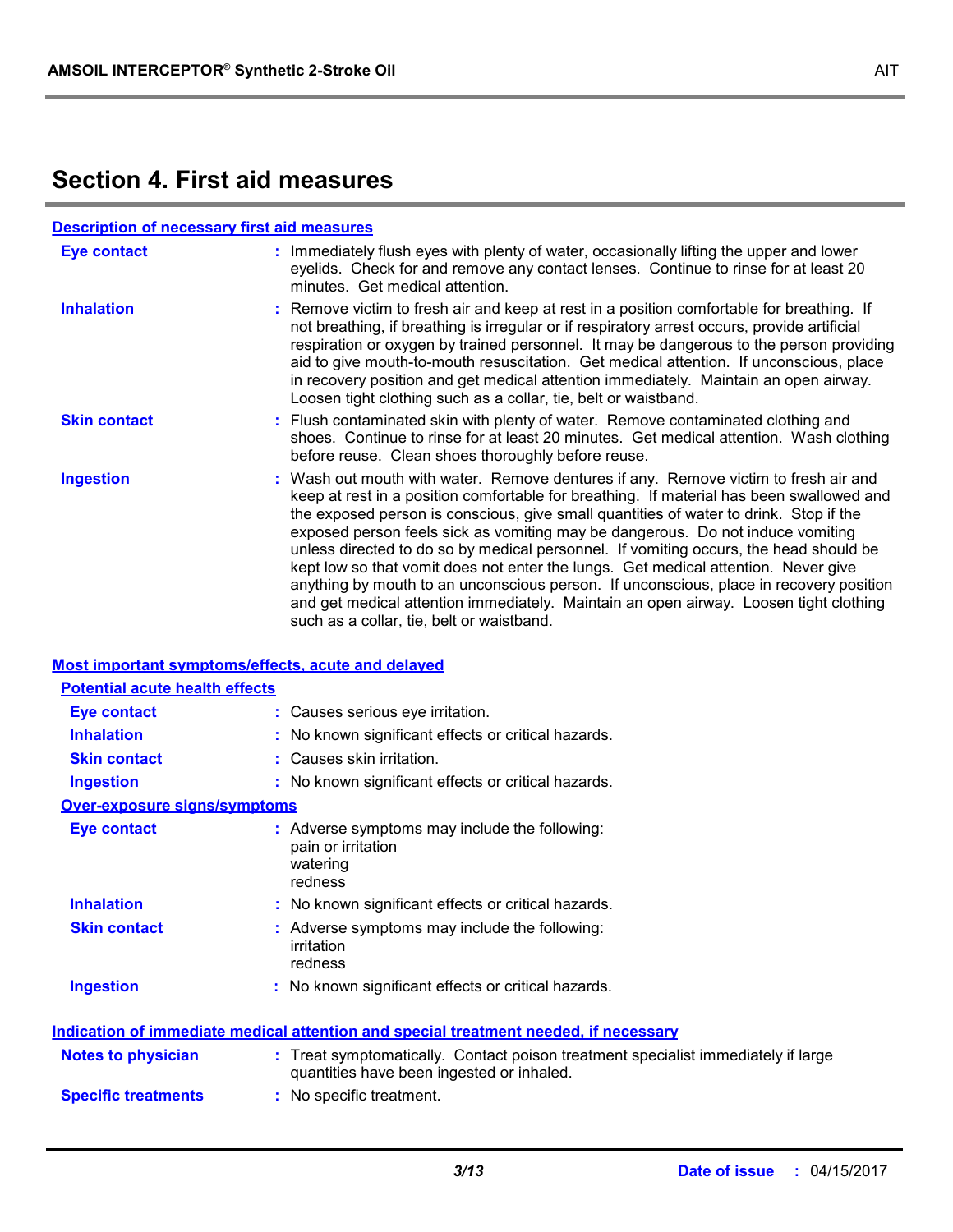## Section 4. First aid measures

### Description of necessary first aid measures

**Eye contact** : Immediately flush eyes with plenty of water, occasionally lifting the upper and lower eyelids. Check for and remove any contact lenses. Continue to rinse for at least 20 minutes. Get medical attention.

**Inhalation** : Remove victim to fresh air and keep at rest in a position comfortable for breathing. If not breathing, if breathing is irregular or if respiratory arrest occurs, provide artificial respiration or oxygen by trained personnel. It may be dangerous to the person providing aid to give mouth-to-mouth resuscitation. Get medical attention. If unconscious, place in recovery position and get medical attention immediately. Maintain an open airway. Loosen tight clothing such as a collar, tie, belt or waistband.

**Skin contact** : Flush contaminated skin with plenty of water. Remove contaminated clothing and shoes. Continue to rinse for at least 20 minutes. Get medical attention. Wash clothing before reuse. Clean shoes thoroughly before reuse.

**Ingestion** : Wash out mouth with water. Remove dentures if any. Remove victim to fresh air and keep at rest in a position comfortable for breathing. If material has been swallowed and the exposed person is conscious, give small quantities of water to drink. Stop if the exposed person feels sick as vomiting may be dangerous. Do not induce vomiting unless directed to do so by medical personnel. If vomiting occurs, the head should be kept low so that vomit does not enter the lungs. Get medical attention. Never give anything by mouth to an unconscious person. If unconscious, place in recovery position and get medical attention immediately. Maintain an open airway. Loosen tight clothing such as a collar, tie, belt or waistband.

### Most important symptoms/effects, acute and delayed

#### Potential acute health effects

**Eye contact** : Causes serious eye irritation.

**Inhalation** : No known significant effects or critical hazards.

**Skin contact** : Causes skin irritation.

**Ingestion** : No known significant effects or critical hazards.

#### Over-exposure signs/symptoms

**Eye contact** : Adverse symptoms may include the following:
pain or irritation
watering
redness

**Inhalation** : No known significant effects or critical hazards.

**Skin contact** : Adverse symptoms may include the following:
irritation
redness

**Ingestion** : No known significant effects or critical hazards.

### Indication of immediate medical attention and special treatment needed, if necessary

**Notes to physician** : Treat symptomatically. Contact poison treatment specialist immediately if large quantities have been ingested or inhaled.

**Specific treatments** : No specific treatment.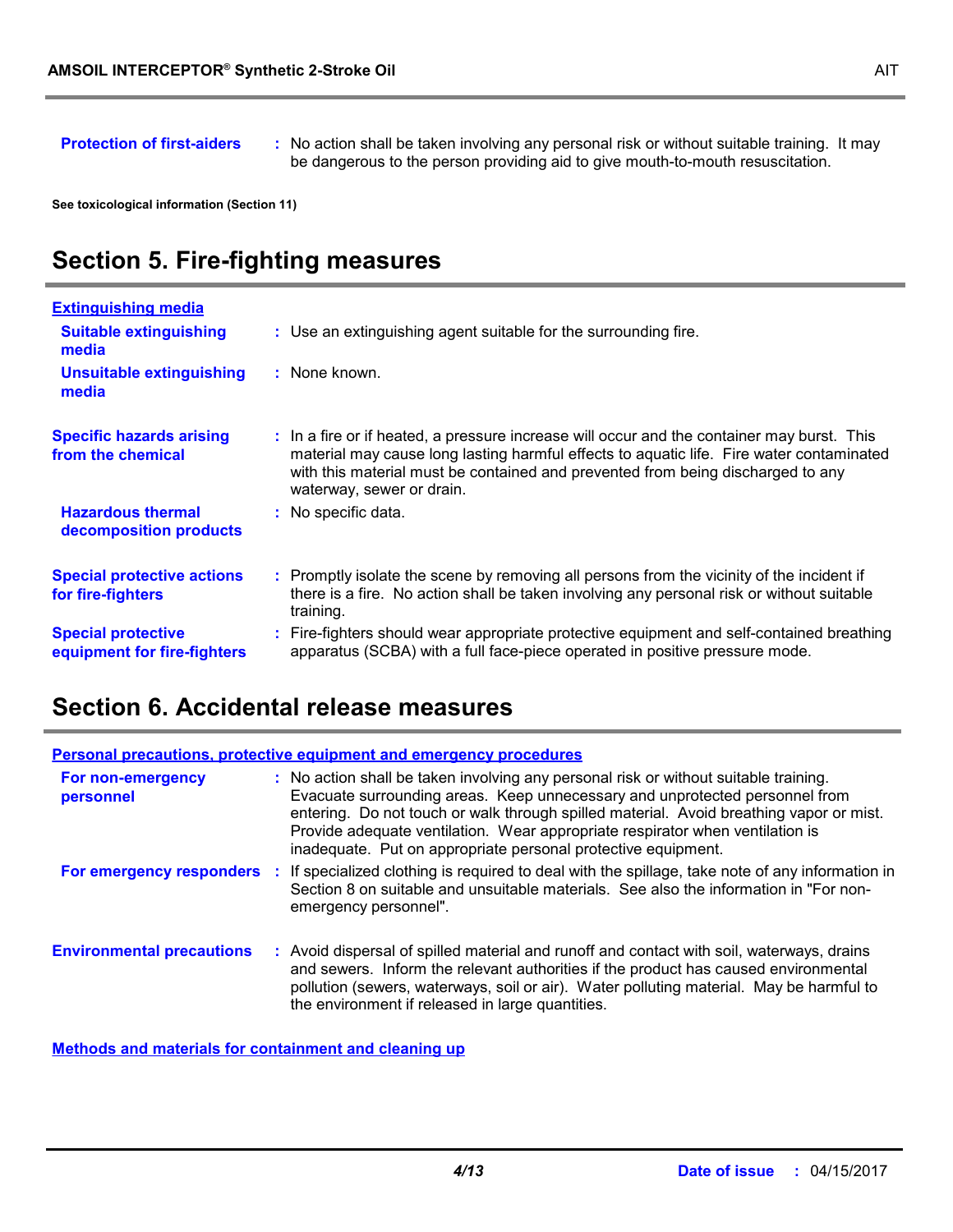**Protection of first-aiders** : No action shall be taken involving any personal risk or without suitable training. It may be dangerous to the person providing aid to give mouth-to-mouth resuscitation.

**See toxicological information (Section 11)**

## Section 5. Fire-fighting measures

**Extinguishing media**

**Suitable extinguishing media** : Use an extinguishing agent suitable for the surrounding fire.

**Unsuitable extinguishing media** : None known.

**Specific hazards arising from the chemical** : In a fire or if heated, a pressure increase will occur and the container may burst. This material may cause long lasting harmful effects to aquatic life. Fire water contaminated with this material must be contained and prevented from being discharged to any waterway, sewer or drain.

**Hazardous thermal decomposition products** : No specific data.

**Special protective actions for fire-fighters** : Promptly isolate the scene by removing all persons from the vicinity of the incident if there is a fire. No action shall be taken involving any personal risk or without suitable training.

**Special protective equipment for fire-fighters** : Fire-fighters should wear appropriate protective equipment and self-contained breathing apparatus (SCBA) with a full face-piece operated in positive pressure mode.

## Section 6. Accidental release measures

**Personal precautions, protective equipment and emergency procedures**

**For non-emergency personnel** : No action shall be taken involving any personal risk or without suitable training. Evacuate surrounding areas. Keep unnecessary and unprotected personnel from entering. Do not touch or walk through spilled material. Avoid breathing vapor or mist. Provide adequate ventilation. Wear appropriate respirator when ventilation is inadequate. Put on appropriate personal protective equipment.

**For emergency responders** : If specialized clothing is required to deal with the spillage, take note of any information in Section 8 on suitable and unsuitable materials. See also the information in "For non-emergency personnel".

**Environmental precautions** : Avoid dispersal of spilled material and runoff and contact with soil, waterways, drains and sewers. Inform the relevant authorities if the product has caused environmental pollution (sewers, waterways, soil or air). Water polluting material. May be harmful to the environment if released in large quantities.

**Methods and materials for containment and cleaning up**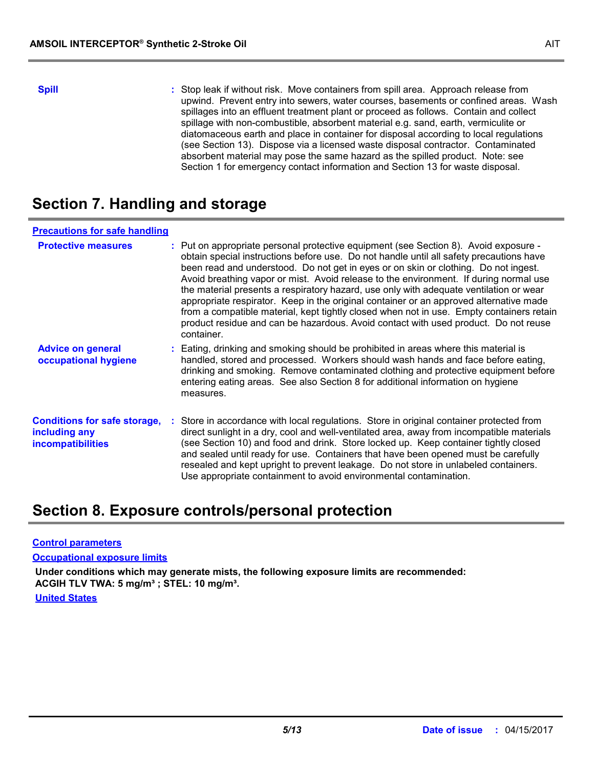**Spill** : Stop leak if without risk. Move containers from spill area. Approach release from upwind. Prevent entry into sewers, water courses, basements or confined areas. Wash spillages into an effluent treatment plant or proceed as follows. Contain and collect spillage with non-combustible, absorbent material e.g. sand, earth, vermiculite or diatomaceous earth and place in container for disposal according to local regulations (see Section 13). Dispose via a licensed waste disposal contractor. Contaminated absorbent material may pose the same hazard as the spilled product. Note: see Section 1 for emergency contact information and Section 13 for waste disposal.

## Section 7. Handling and storage

### Precautions for safe handling

**Protective measures** : Put on appropriate personal protective equipment (see Section 8). Avoid exposure - obtain special instructions before use. Do not handle until all safety precautions have been read and understood. Do not get in eyes or on skin or clothing. Do not ingest. Avoid breathing vapor or mist. Avoid release to the environment. If during normal use the material presents a respiratory hazard, use only with adequate ventilation or wear appropriate respirator. Keep in the original container or an approved alternative made from a compatible material, kept tightly closed when not in use. Empty containers retain product residue and can be hazardous. Avoid contact with used product. Do not reuse container.

**Advice on general occupational hygiene** : Eating, drinking and smoking should be prohibited in areas where this material is handled, stored and processed. Workers should wash hands and face before eating, drinking and smoking. Remove contaminated clothing and protective equipment before entering eating areas. See also Section 8 for additional information on hygiene measures.

**Conditions for safe storage, including any incompatibilities** : Store in accordance with local regulations. Store in original container protected from direct sunlight in a dry, cool and well-ventilated area, away from incompatible materials (see Section 10) and food and drink. Store locked up. Keep container tightly closed and sealed until ready for use. Containers that have been opened must be carefully resealed and kept upright to prevent leakage. Do not store in unlabeled containers. Use appropriate containment to avoid environmental contamination.

## Section 8. Exposure controls/personal protection

### Control parameters

### Occupational exposure limits

**Under conditions which may generate mists, the following exposure limits are recommended:**
**ACGIH TLV TWA: 5 mg/m³ ; STEL: 10 mg/m³.**

**United States**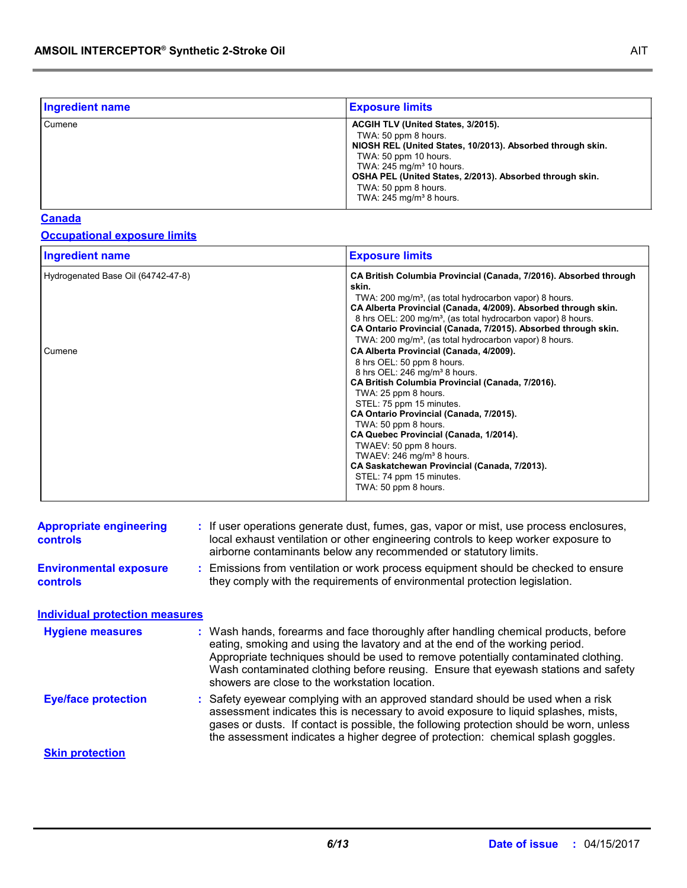| Ingredient name | Exposure limits |
|---|---|
| Cumene | **ACGIH TLV (United States, 3/2015).**<br>TWA: 50 ppm 8 hours.<br>**NIOSH REL (United States, 10/2013). Absorbed through skin.**<br>TWA: 50 ppm 10 hours.<br>TWA: 245 mg/m³ 10 hours.<br>**OSHA PEL (United States, 2/2013). Absorbed through skin.**<br>TWA: 50 ppm 8 hours.<br>TWA: 245 mg/m³ 8 hours. |

## Canada

### Occupational exposure limits

| Ingredient name | Exposure limits |
|---|---|
| Hydrogenated Base Oil (64742-47-8) | **CA British Columbia Provincial (Canada, 7/2016). Absorbed through skin.**<br>TWA: 200 mg/m³, (as total hydrocarbon vapor) 8 hours.<br>**CA Alberta Provincial (Canada, 4/2009). Absorbed through skin.**<br>8 hrs OEL: 200 mg/m³, (as total hydrocarbon vapor) 8 hours.<br>**CA Ontario Provincial (Canada, 7/2015). Absorbed through skin.**<br>TWA: 200 mg/m³, (as total hydrocarbon vapor) 8 hours. |
| Cumene | **CA Alberta Provincial (Canada, 4/2009).**<br>8 hrs OEL: 50 ppm 8 hours.<br>8 hrs OEL: 246 mg/m³ 8 hours.<br>**CA British Columbia Provincial (Canada, 7/2016).**<br>TWA: 25 ppm 8 hours.<br>STEL: 75 ppm 15 minutes.<br>**CA Ontario Provincial (Canada, 7/2015).**<br>TWA: 50 ppm 8 hours.<br>**CA Quebec Provincial (Canada, 1/2014).**<br>TWAEV: 50 ppm 8 hours.<br>TWAEV: 246 mg/m³ 8 hours.<br>**CA Saskatchewan Provincial (Canada, 7/2013).**<br>STEL: 74 ppm 15 minutes.<br>TWA: 50 ppm 8 hours. |

**Appropriate engineering controls** : If user operations generate dust, fumes, gas, vapor or mist, use process enclosures, local exhaust ventilation or other engineering controls to keep worker exposure to airborne contaminants below any recommended or statutory limits.

**Environmental exposure controls** : Emissions from ventilation or work process equipment should be checked to ensure they comply with the requirements of environmental protection legislation.

## Individual protection measures

**Hygiene measures** : Wash hands, forearms and face thoroughly after handling chemical products, before eating, smoking and using the lavatory and at the end of the working period. Appropriate techniques should be used to remove potentially contaminated clothing. Wash contaminated clothing before reusing. Ensure that eyewash stations and safety showers are close to the workstation location.

**Eye/face protection** : Safety eyewear complying with an approved standard should be used when a risk assessment indicates this is necessary to avoid exposure to liquid splashes, mists, gases or dusts. If contact is possible, the following protection should be worn, unless the assessment indicates a higher degree of protection: chemical splash goggles.

### Skin protection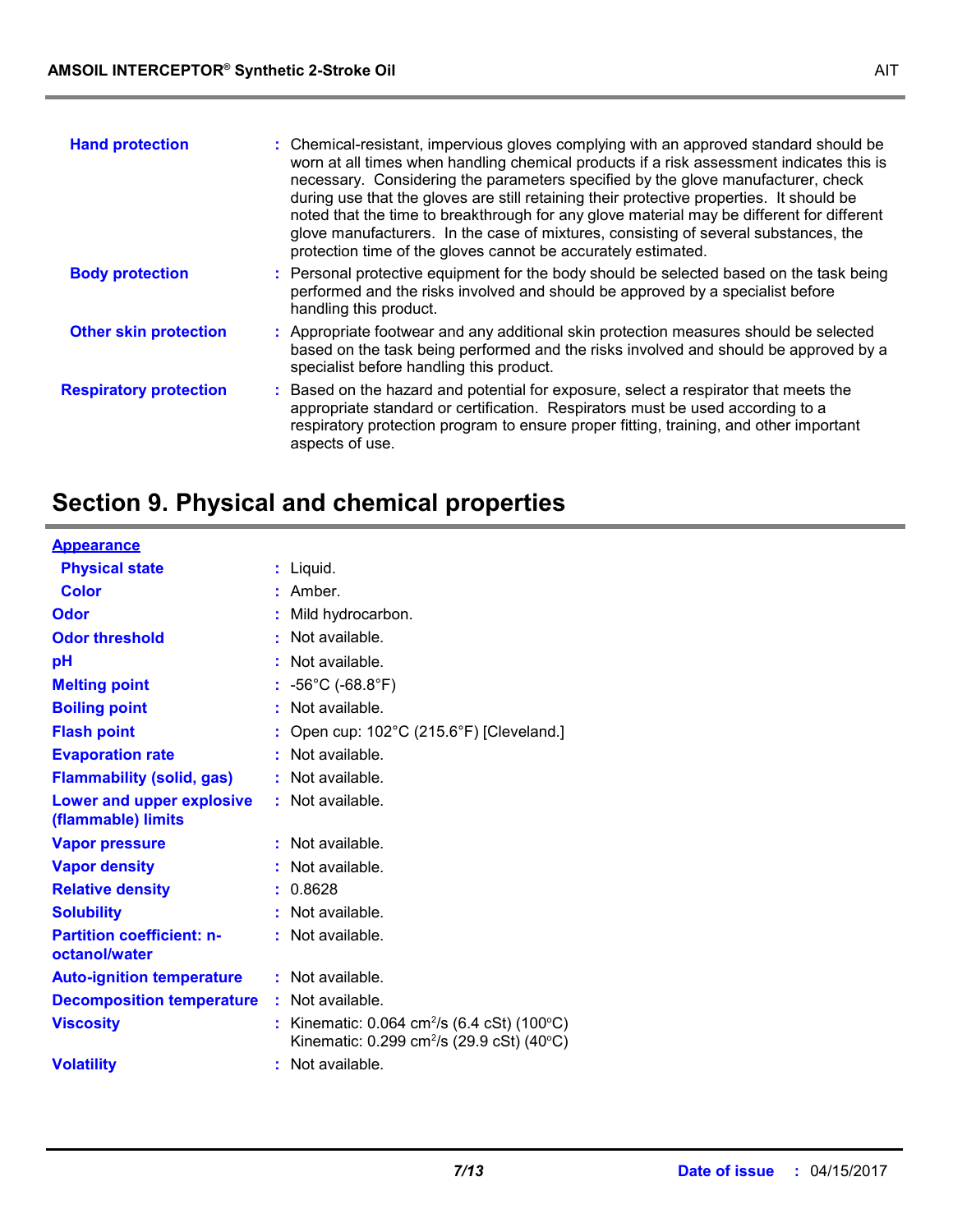| | |
|---|---|
| **Hand protection** | : Chemical-resistant, impervious gloves complying with an approved standard should be worn at all times when handling chemical products if a risk assessment indicates this is necessary. Considering the parameters specified by the glove manufacturer, check during use that the gloves are still retaining their protective properties. It should be noted that the time to breakthrough for any glove material may be different for different glove manufacturers. In the case of mixtures, consisting of several substances, the protection time of the gloves cannot be accurately estimated. |
| **Body protection** | : Personal protective equipment for the body should be selected based on the task being performed and the risks involved and should be approved by a specialist before handling this product. |
| **Other skin protection** | : Appropriate footwear and any additional skin protection measures should be selected based on the task being performed and the risks involved and should be approved by a specialist before handling this product. |
| **Respiratory protection** | : Based on the hazard and potential for exposure, select a respirator that meets the appropriate standard or certification. Respirators must be used according to a respiratory protection program to ensure proper fitting, training, and other important aspects of use. |

## Section 9. Physical and chemical properties

| | |
|---|---|
| **Appearance** | |
| **Physical state** | : Liquid. |
| **Color** | : Amber. |
| **Odor** | : Mild hydrocarbon. |
| **Odor threshold** | : Not available. |
| **pH** | : Not available. |
| **Melting point** | : -56°C (-68.8°F) |
| **Boiling point** | : Not available. |
| **Flash point** | : Open cup: 102°C (215.6°F) [Cleveland.] |
| **Evaporation rate** | : Not available. |
| **Flammability (solid, gas)** | : Not available. |
| **Lower and upper explosive (flammable) limits** | : Not available. |
| **Vapor pressure** | : Not available. |
| **Vapor density** | : Not available. |
| **Relative density** | : 0.8628 |
| **Solubility** | : Not available. |
| **Partition coefficient: n-octanol/water** | : Not available. |
| **Auto-ignition temperature** | : Not available. |
| **Decomposition temperature** | : Not available. |
| **Viscosity** | : Kinematic: 0.064 $cm^2/s$ (6.4 cSt) (100°C)<br>Kinematic: 0.299 $cm^2/s$ (29.9 cSt) (40°C) |
| **Volatility** | : Not available. |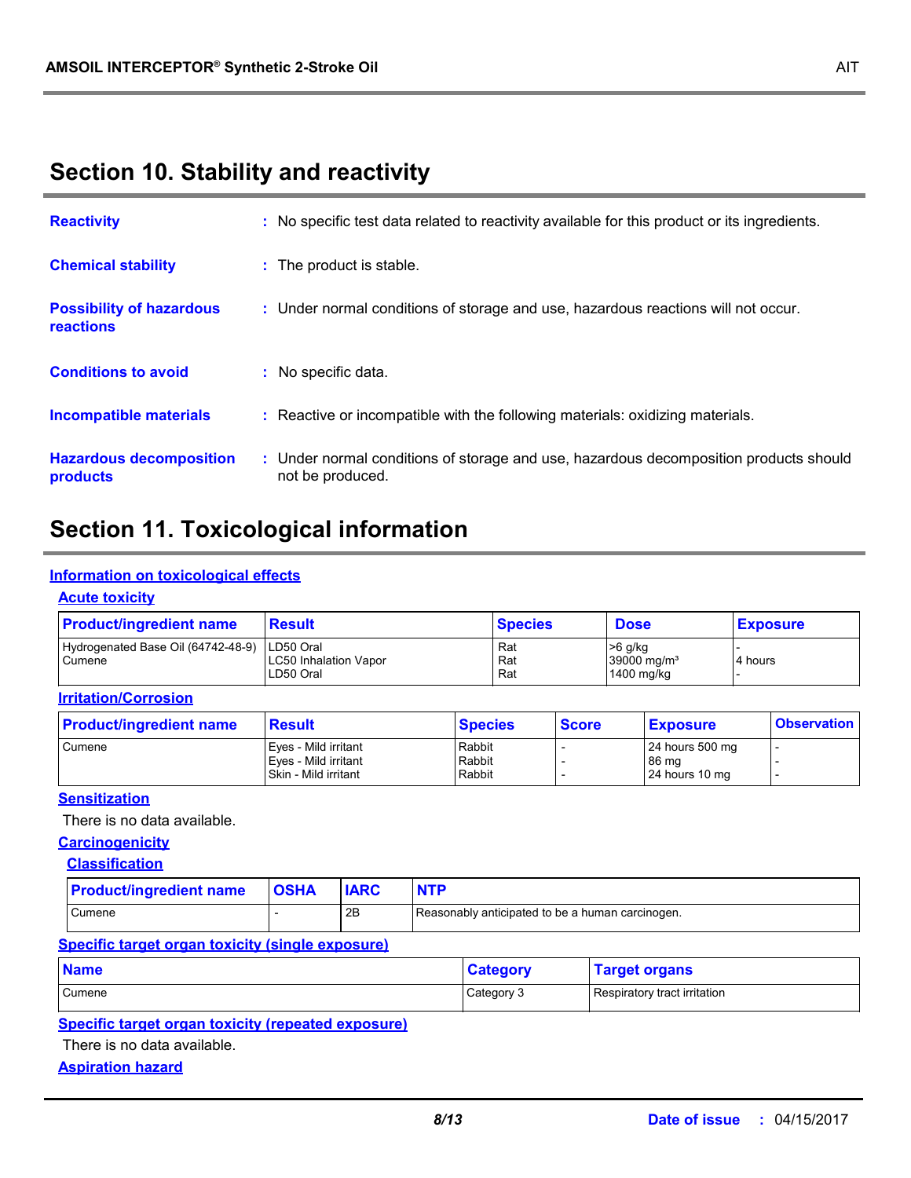## Section 10. Stability and reactivity

**Reactivity** : No specific test data related to reactivity available for this product or its ingredients.

**Chemical stability** : The product is stable.

**Possibility of hazardous reactions** : Under normal conditions of storage and use, hazardous reactions will not occur.

**Conditions to avoid** : No specific data.

**Incompatible materials** : Reactive or incompatible with the following materials: oxidizing materials.

**Hazardous decomposition products** : Under normal conditions of storage and use, hazardous decomposition products should not be produced.

## Section 11. Toxicological information

### Information on toxicological effects

#### Acute toxicity

| Product/ingredient name | Result | Species | Dose | Exposure |
|---|---|---|---|---|
| Hydrogenated Base Oil (64742-48-9) | LD50 Oral | Rat | >6 g/kg | - |
| Cumene | LC50 Inhalation Vapor | Rat | 39000 mg/m³ | 4 hours |
| | LD50 Oral | Rat | 1400 mg/kg | - |

#### Irritation/Corrosion

| Product/ingredient name | Result | Species | Score | Exposure | Observation |
|---|---|---|---|---|---|
| Cumene | Eyes - Mild irritant | Rabbit | - | 24 hours 500 mg | - |
| | Eyes - Mild irritant | Rabbit | - | 86 mg | - |
| | Skin - Mild irritant | Rabbit | - | 24 hours 10 mg | - |

#### Sensitization

There is no data available.

#### Carcinogenicity

##### Classification

| Product/ingredient name | OSHA | IARC | NTP |
|---|---|---|---|
| Cumene | - | 2B | Reasonably anticipated to be a human carcinogen. |

#### Specific target organ toxicity (single exposure)

| Name | Category | Target organs |
|---|---|---|
| Cumene | Category 3 | Respiratory tract irritation |

#### Specific target organ toxicity (repeated exposure)

There is no data available.

#### Aspiration hazard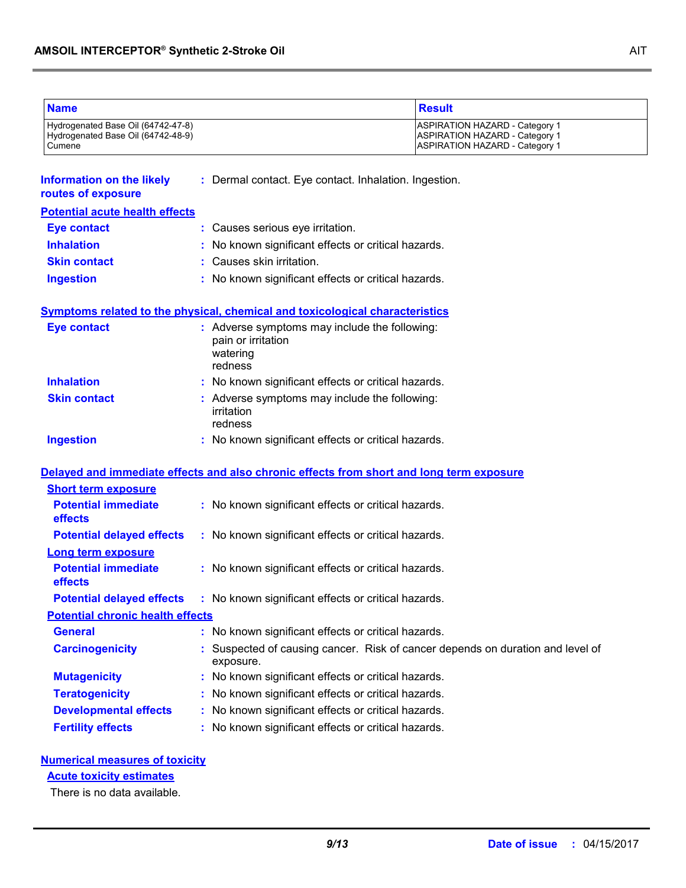| Name | Result |
| --- | --- |
| Hydrogenated Base Oil (64742-47-8) | ASPIRATION HAZARD - Category 1 |
| Hydrogenated Base Oil (64742-48-9) | ASPIRATION HAZARD - Category 1 |
| Cumene | ASPIRATION HAZARD - Category 1 |

**Information on the likely routes of exposure** : Dermal contact. Eye contact. Inhalation. Ingestion.

## Potential acute health effects

**Eye contact** : Causes serious eye irritation.

**Inhalation** : No known significant effects or critical hazards.

**Skin contact** : Causes skin irritation.

**Ingestion** : No known significant effects or critical hazards.

## Symptoms related to the physical, chemical and toxicological characteristics

**Eye contact** : Adverse symptoms may include the following:
pain or irritation
watering
redness

**Inhalation** : No known significant effects or critical hazards.

**Skin contact** : Adverse symptoms may include the following:
irritation
redness

**Ingestion** : No known significant effects or critical hazards.

## Delayed and immediate effects and also chronic effects from short and long term exposure

### Short term exposure

**Potential immediate effects** : No known significant effects or critical hazards.

**Potential delayed effects** : No known significant effects or critical hazards.

### Long term exposure

**Potential immediate effects** : No known significant effects or critical hazards.

**Potential delayed effects** : No known significant effects or critical hazards.

### Potential chronic health effects

**General** : No known significant effects or critical hazards.

**Carcinogenicity** : Suspected of causing cancer. Risk of cancer depends on duration and level of exposure.

**Mutagenicity** : No known significant effects or critical hazards.

**Teratogenicity** : No known significant effects or critical hazards.

**Developmental effects** : No known significant effects or critical hazards.

**Fertility effects** : No known significant effects or critical hazards.

## Numerical measures of toxicity

### Acute toxicity estimates

There is no data available.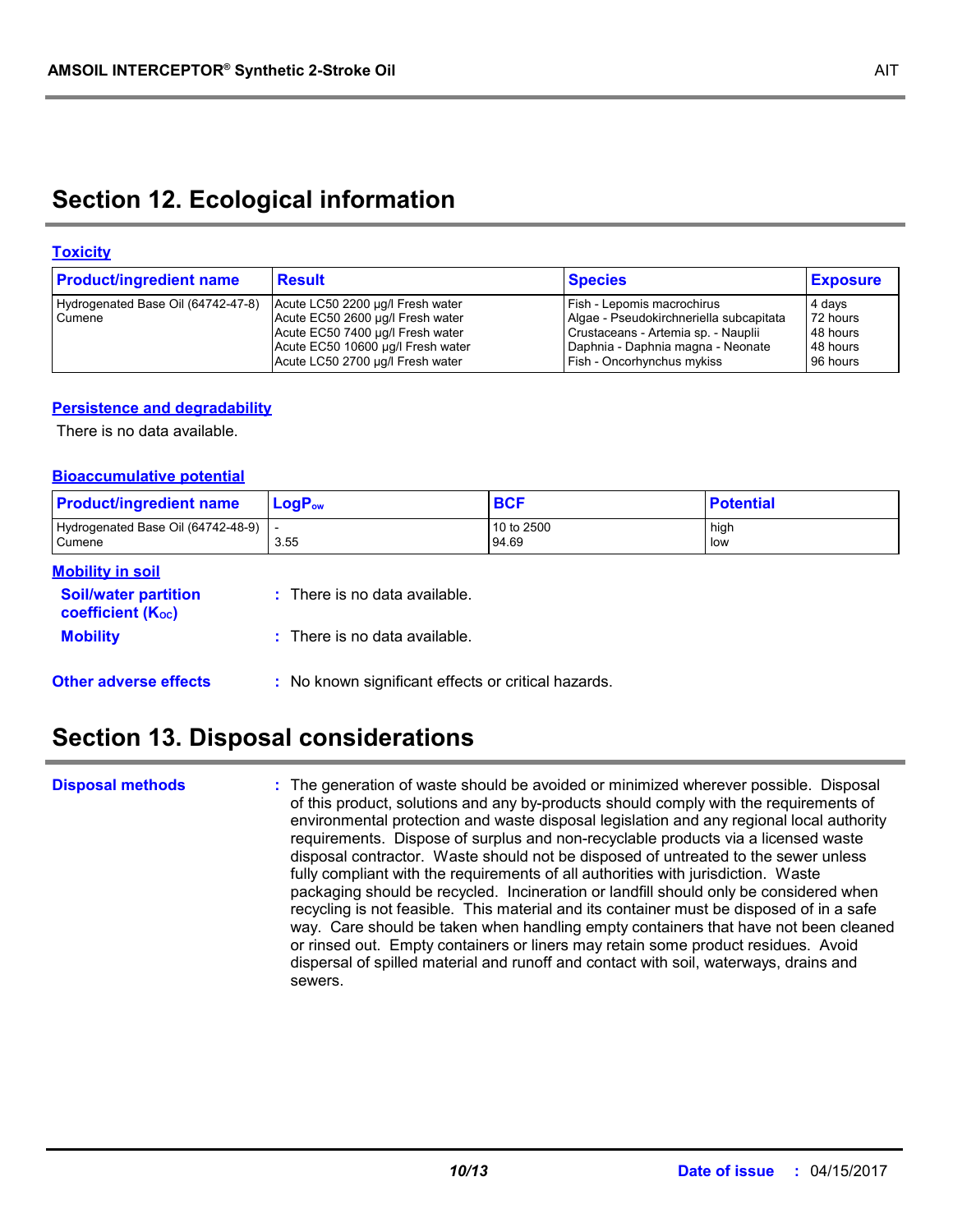## Section 12. Ecological information

### Toxicity

| Product/ingredient name | Result | Species | Exposure |
|---|---|---|---|
| Hydrogenated Base Oil (64742-47-8) | Acute LC50 2200 µg/l Fresh water | Fish - Lepomis macrochirus | 4 days |
| Cumene | Acute EC50 2600 µg/l Fresh water | Algae - Pseudokirchneriella subcapitata | 72 hours |
| | Acute EC50 7400 µg/l Fresh water | Crustaceans - Artemia sp. - Nauplii | 48 hours |
| | Acute EC50 10600 µg/l Fresh water | Daphnia - Daphnia magna - Neonate | 48 hours |
| | Acute LC50 2700 µg/l Fresh water | Fish - Oncorhynchus mykiss | 96 hours |

### Persistence and degradability

There is no data available.

### Bioaccumulative potential

| Product/ingredient name | $LogP_{ow}$ | BCF | Potential |
|---|---|---|---|
| Hydrogenated Base Oil (64742-48-9) | - | 10 to 2500 | high |
| Cumene | 3.55 | 94.69 | low |

### Mobility in soil

**Soil/water partition coefficient ($K_{OC}$)** : There is no data available.

**Mobility** : There is no data available.

**Other adverse effects** : No known significant effects or critical hazards.

## Section 13. Disposal considerations

**Disposal methods** : The generation of waste should be avoided or minimized wherever possible. Disposal of this product, solutions and any by-products should comply with the requirements of environmental protection and waste disposal legislation and any regional local authority requirements. Dispose of surplus and non-recyclable products via a licensed waste disposal contractor. Waste should not be disposed of untreated to the sewer unless fully compliant with the requirements of all authorities with jurisdiction. Waste packaging should be recycled. Incineration or landfill should only be considered when recycling is not feasible. This material and its container must be disposed of in a safe way. Care should be taken when handling empty containers that have not been cleaned or rinsed out. Empty containers or liners may retain some product residues. Avoid dispersal of spilled material and runoff and contact with soil, waterways, drains and sewers.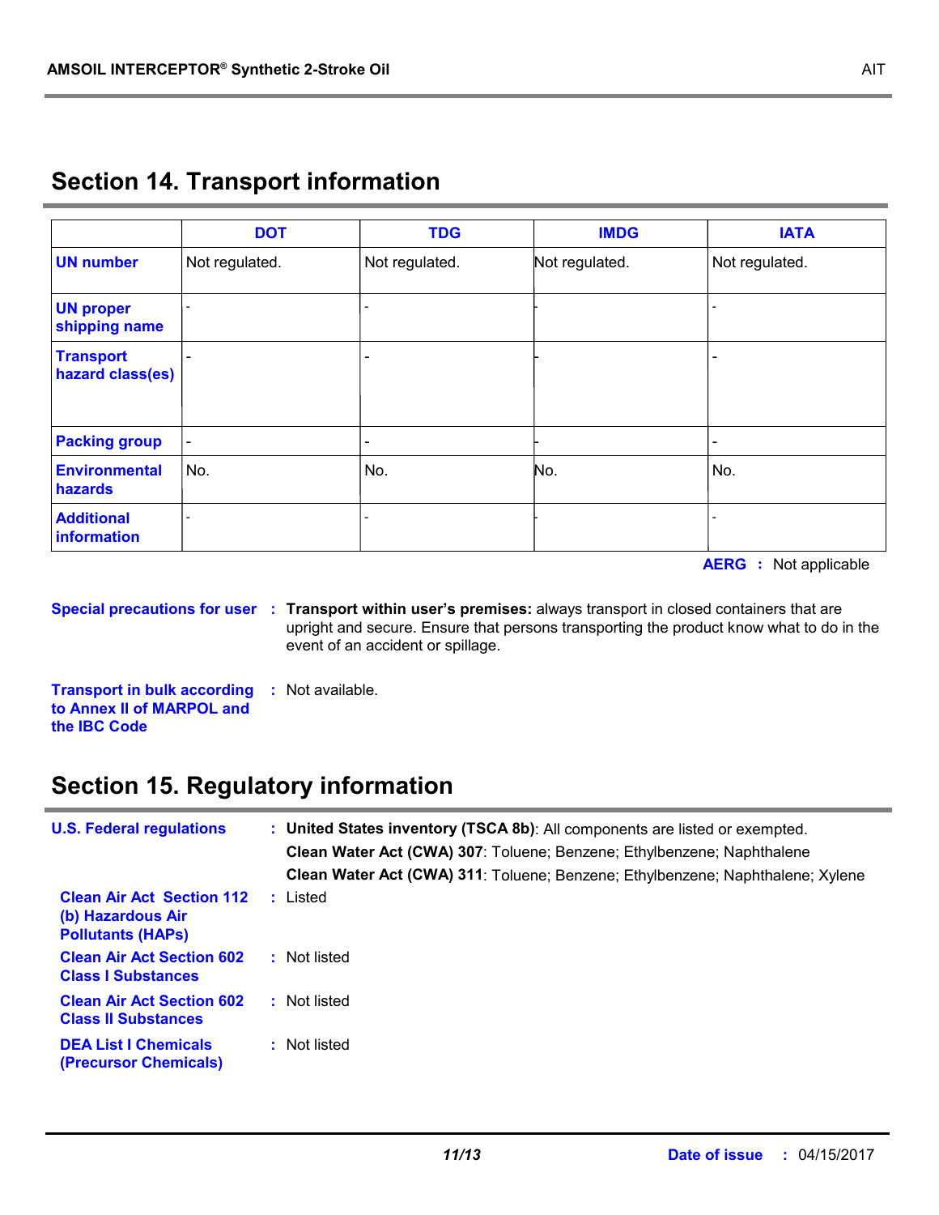## Section 14. Transport information

| | DOT | TDG | IMDG | IATA |
|---|---|---|---|---|
| **UN number** | Not regulated. | Not regulated. | Not regulated. | Not regulated. |
| **UN proper shipping name** | - | - | - | - |
| **Transport hazard class(es)** | - | - | - | - |
| **Packing group** | - | - | - | - |
| **Environmental hazards** | No. | No. | No. | No. |
| **Additional information** | - | - | - | - |

**AERG** : Not applicable

**Special precautions for user** : **Transport within user's premises:** always transport in closed containers that are upright and secure. Ensure that persons transporting the product know what to do in the event of an accident or spillage.

**Transport in bulk according to Annex II of MARPOL and the IBC Code** : Not available.

## Section 15. Regulatory information

**U.S. Federal regulations** : **United States inventory (TSCA 8b)**: All components are listed or exempted.
**Clean Water Act (CWA) 307**: Toluene; Benzene; Ethylbenzene; Naphthalene
**Clean Water Act (CWA) 311**: Toluene; Benzene; Ethylbenzene; Naphthalene; Xylene

**Clean Air Act Section 112 (b) Hazardous Air Pollutants (HAPs)** : Listed

**Clean Air Act Section 602 Class I Substances** : Not listed

**Clean Air Act Section 602 Class II Substances** : Not listed

**DEA List I Chemicals (Precursor Chemicals)** : Not listed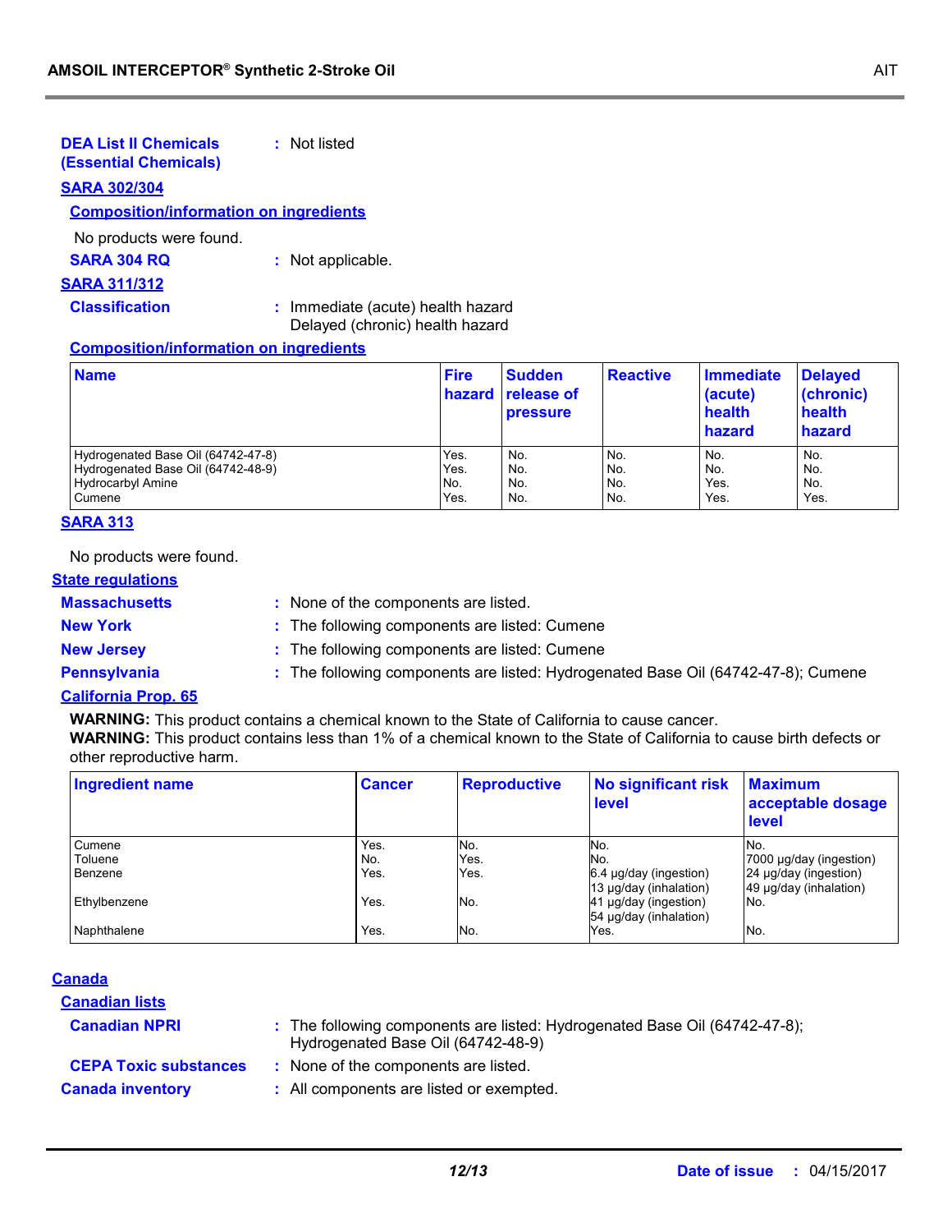**DEA List II Chemicals (Essential Chemicals)** : Not listed

**SARA 302/304**

**Composition/information on ingredients**

No products were found.

**SARA 304 RQ** : Not applicable.

**SARA 311/312**

**Classification** : Immediate (acute) health hazard
Delayed (chronic) health hazard

**Composition/information on ingredients**

| Name | Fire hazard | Sudden release of pressure | Reactive | Immediate (acute) health hazard | Delayed (chronic) health hazard |
|---|---|---|---|---|---|
| Hydrogenated Base Oil (64742-47-8) | Yes. | No. | No. | No. | No. |
| Hydrogenated Base Oil (64742-48-9) | Yes. | No. | No. | No. | No. |
| Hydrocarbyl Amine | No. | No. | No. | Yes. | No. |
| Cumene | Yes. | No. | No. | Yes. | Yes. |

**SARA 313**

No products were found.

**State regulations**

**Massachusetts** : None of the components are listed.

**New York** : The following components are listed: Cumene

**New Jersey** : The following components are listed: Cumene

**Pennsylvania** : The following components are listed: Hydrogenated Base Oil (64742-47-8); Cumene

**California Prop. 65**

**WARNING:** This product contains a chemical known to the State of California to cause cancer.
**WARNING:** This product contains less than 1% of a chemical known to the State of California to cause birth defects or other reproductive harm.

| Ingredient name | Cancer | Reproductive | No significant risk level | Maximum acceptable dosage level |
|---|---|---|---|---|
| Cumene | Yes. | No. | No. | No. |
| Toluene | No. | Yes. | No. | 7000 µg/day (ingestion) |
| Benzene | Yes. | Yes. | 6.4 µg/day (ingestion) 13 µg/day (inhalation) | 24 µg/day (ingestion) 49 µg/day (inhalation) |
| Ethylbenzene | Yes. | No. | 41 µg/day (ingestion) 54 µg/day (inhalation) | No. |
| Naphthalene | Yes. | No. | Yes. | No. |

**Canada**

**Canadian lists**

**Canadian NPRI** : The following components are listed: Hydrogenated Base Oil (64742-47-8); Hydrogenated Base Oil (64742-48-9)

**CEPA Toxic substances** : None of the components are listed.

**Canada inventory** : All components are listed or exempted.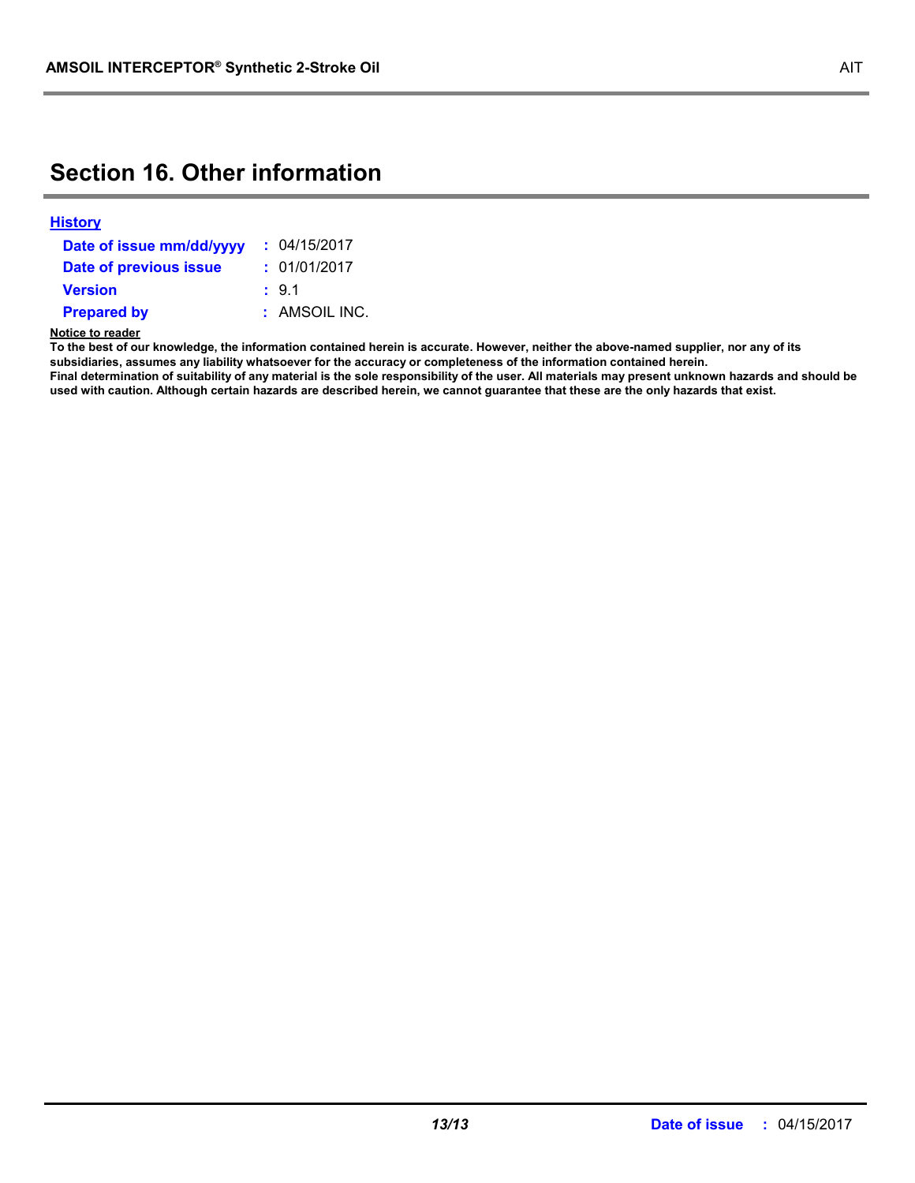## Section 16. Other information

**History**

| | |
|---|---|
| **Date of issue mm/dd/yyyy** | : 04/15/2017 |
| **Date of previous issue** | : 01/01/2017 |
| **Version** | : 9.1 |
| **Prepared by** | : AMSOIL INC. |

**Notice to reader**

**To the best of our knowledge, the information contained herein is accurate. However, neither the above-named supplier, nor any of its subsidiaries, assumes any liability whatsoever for the accuracy or completeness of the information contained herein.**

**Final determination of suitability of any material is the sole responsibility of the user. All materials may present unknown hazards and should be used with caution. Although certain hazards are described herein, we cannot guarantee that these are the only hazards that exist.**